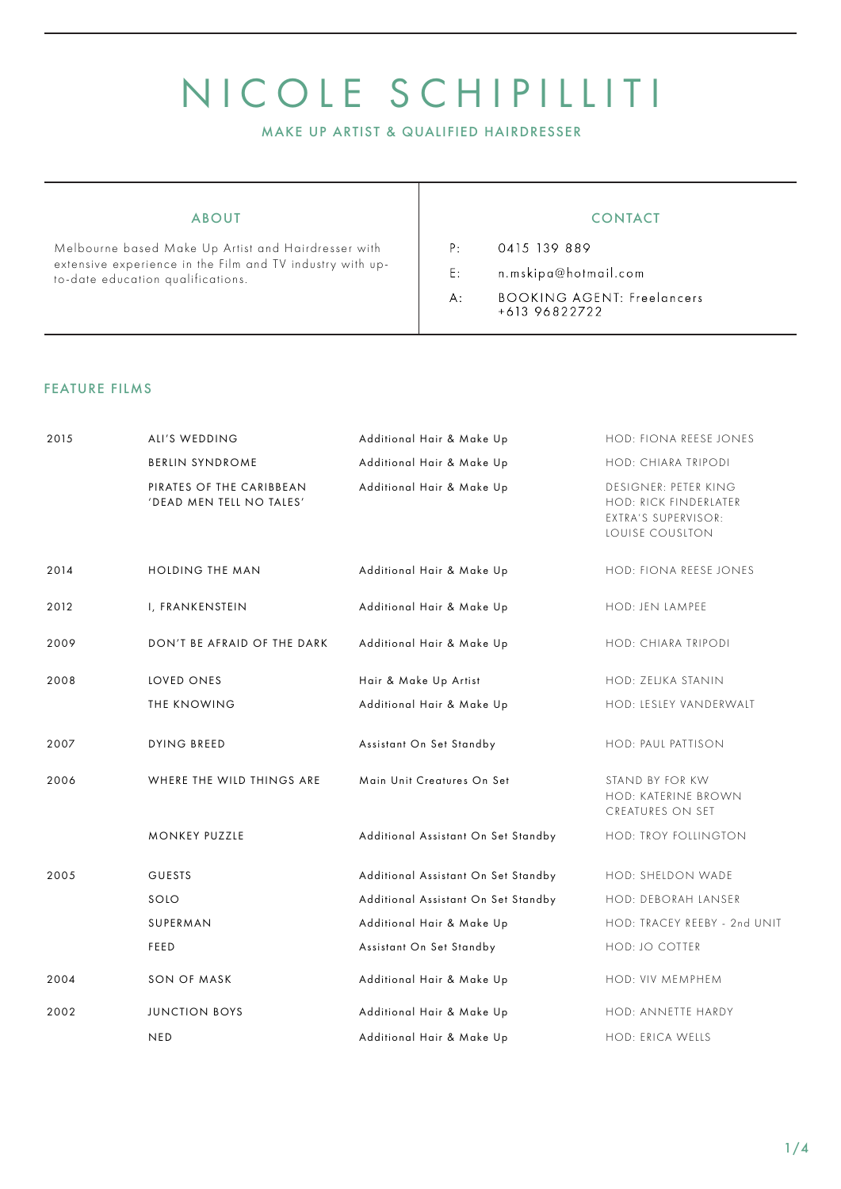# NICOLE SCHIPILLITI

MAKE UP ARTIST & QUALIFIED HAIRDRESSER

## ABOUT

Melbourne based Make Up Artist and Hairdresser with extensive experience in the Film and TV industry with up-to-date education qualifications.

## CONTACT

P: 0415 139 889

E: n.mskipa@hotmail.com

A: BOOKING AGENT: Freelancers +613 96822722

## FEATURE FILMS

| | | | |
|---|---|---|---|
| 2015 | ALI'S WEDDING | Additional Hair & Make Up | HOD: FIONA REESE JONES |
| | BERLIN SYNDROME | Additional Hair & Make Up | HOD: CHIARA TRIPODI |
| | PIRATES OF THE CARIBBEAN 'DEAD MEN TELL NO TALES' | Additional Hair & Make Up | DESIGNER: PETER KING HOD: RICK FINDERLATER EXTRA'S SUPERVISOR: LOUISE COUSLTON |
| 2014 | HOLDING THE MAN | Additional Hair & Make Up | HOD: FIONA REESE JONES |
| 2012 | I, FRANKENSTEIN | Additional Hair & Make Up | HOD: JEN LAMPEE |
| 2009 | DON'T BE AFRAID OF THE DARK | Additional Hair & Make Up | HOD: CHIARA TRIPODI |
| 2008 | LOVED ONES | Hair & Make Up Artist | HOD: ZELJKA STANIN |
| | THE KNOWING | Additional Hair & Make Up | HOD: LESLEY VANDERWALT |
| 2007 | DYING BREED | Assistant On Set Standby | HOD: PAUL PATTISON |
| 2006 | WHERE THE WILD THINGS ARE | Main Unit Creatures On Set | STAND BY FOR KW HOD: KATERINE BROWN CREATURES ON SET |
| | MONKEY PUZZLE | Additional Assistant On Set Standby | HOD: TROY FOLLINGTON |
| 2005 | GUESTS | Additional Assistant On Set Standby | HOD: SHELDON WADE |
| | SOLO | Additional Assistant On Set Standby | HOD: DEBORAH LANSER |
| | SUPERMAN | Additional Hair & Make Up | HOD: TRACEY REEBY - 2nd UNIT |
| | FEED | Assistant On Set Standby | HOD: JO COTTER |
| 2004 | SON OF MASK | Additional Hair & Make Up | HOD: VIV MEMPHEM |
| 2002 | JUNCTION BOYS | Additional Hair & Make Up | HOD: ANNETTE HARDY |
| | NED | Additional Hair & Make Up | HOD: ERICA WELLS |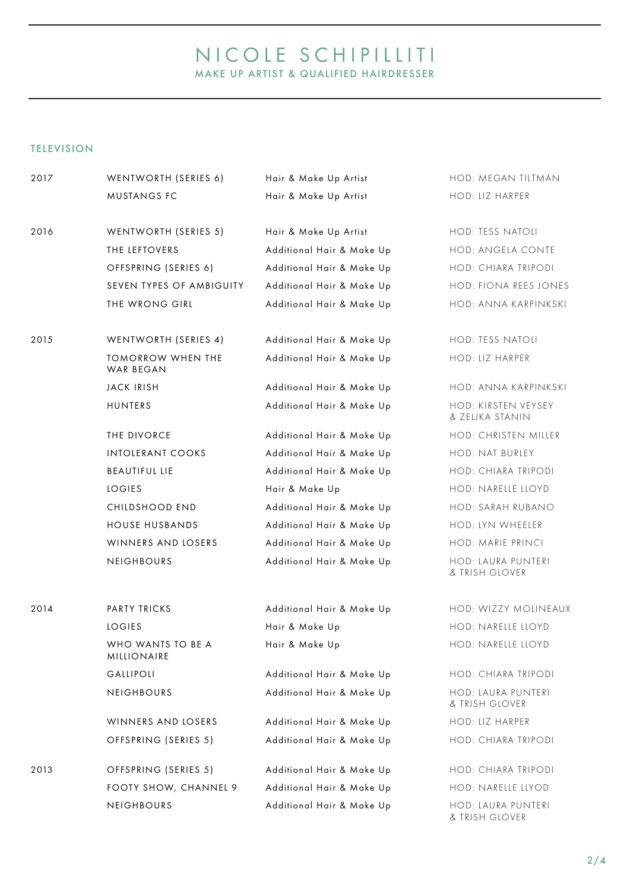# NICOLE SCHIPILLITI

MAKE UP ARTIST & QUALIFIED HAIRDRESSER

## TELEVISION

| | | | |
|---|---|---|---|
| 2017 | WENTWORTH (SERIES 6) | Hair & Make Up Artist | HOD: MEGAN TILTMAN |
| | MUSTANGS FC | Hair & Make Up Artist | HOD: LIZ HARPER |
| 2016 | WENTWORTH (SERIES 5) | Hair & Make Up Artist | HOD: TESS NATOLI |
| | THE LEFTOVERS | Additional Hair & Make Up | HOD: ANGELA CONTE |
| | OFFSPRING (SERIES 6) | Additional Hair & Make Up | HOD: CHIARA TRIPODI |
| | SEVEN TYPES OF AMBIGUITY | Additional Hair & Make Up | HOD: FIONA REES JONES |
| | THE WRONG GIRL | Additional Hair & Make Up | HOD: ANNA KARPINKSKI |
| 2015 | WENTWORTH (SERIES 4) | Additional Hair & Make Up | HOD: TESS NATOLI |
| | TOMORROW WHEN THE WAR BEGAN | Additional Hair & Make Up | HOD: LIZ HARPER |
| | JACK IRISH | Additional Hair & Make Up | HOD: ANNA KARPINKSKI |
| | HUNTERS | Additional Hair & Make Up | HOD: KIRSTEN VEYSEY & ZELJKA STANIN |
| | THE DIVORCE | Additional Hair & Make Up | HOD: CHRISTEN MILLER |
| | INTOLERANT COOKS | Additional Hair & Make Up | HOD: NAT BURLEY |
| | BEAUTIFUL LIE | Additional Hair & Make Up | HOD: CHIARA TRIPODI |
| | LOGIES | Hair & Make Up | HOD: NARELLE LLOYD |
| | CHILDSHOOD END | Additional Hair & Make Up | HOD: SARAH RUBANO |
| | HOUSE HUSBANDS | Additional Hair & Make Up | HOD: LYN WHEELER |
| | WINNERS AND LOSERS | Additional Hair & Make Up | HOD: MARIE PRINCI |
| | NEIGHBOURS | Additional Hair & Make Up | HOD: LAURA PUNTERI & TRISH GLOVER |
| 2014 | PARTY TRICKS | Additional Hair & Make Up | HOD: WIZZY MOLINEAUX |
| | LOGIES | Hair & Make Up | HOD: NARELLE LLOYD |
| | WHO WANTS TO BE A MILLIONAIRE | Hair & Make Up | HOD: NARELLE LLOYD |
| | GALLIPOLI | Additional Hair & Make Up | HOD: CHIARA TRIPODI |
| | NEIGHBOURS | Additional Hair & Make Up | HOD: LAURA PUNTERI & TRISH GLOVER |
| | WINNERS AND LOSERS | Additional Hair & Make Up | HOD: LIZ HARPER |
| | OFFSPRING (SERIES 5) | Additional Hair & Make Up | HOD: CHIARA TRIPODI |
| 2013 | OFFSPRING (SERIES 5) | Additional Hair & Make Up | HOD: CHIARA TRIPODI |
| | FOOTY SHOW, CHANNEL 9 | Additional Hair & Make Up | HOD: NARELLE LLYOD |
| | NEIGHBOURS | Additional Hair & Make Up | HOD: LAURA PUNTERI & TRISH GLOVER |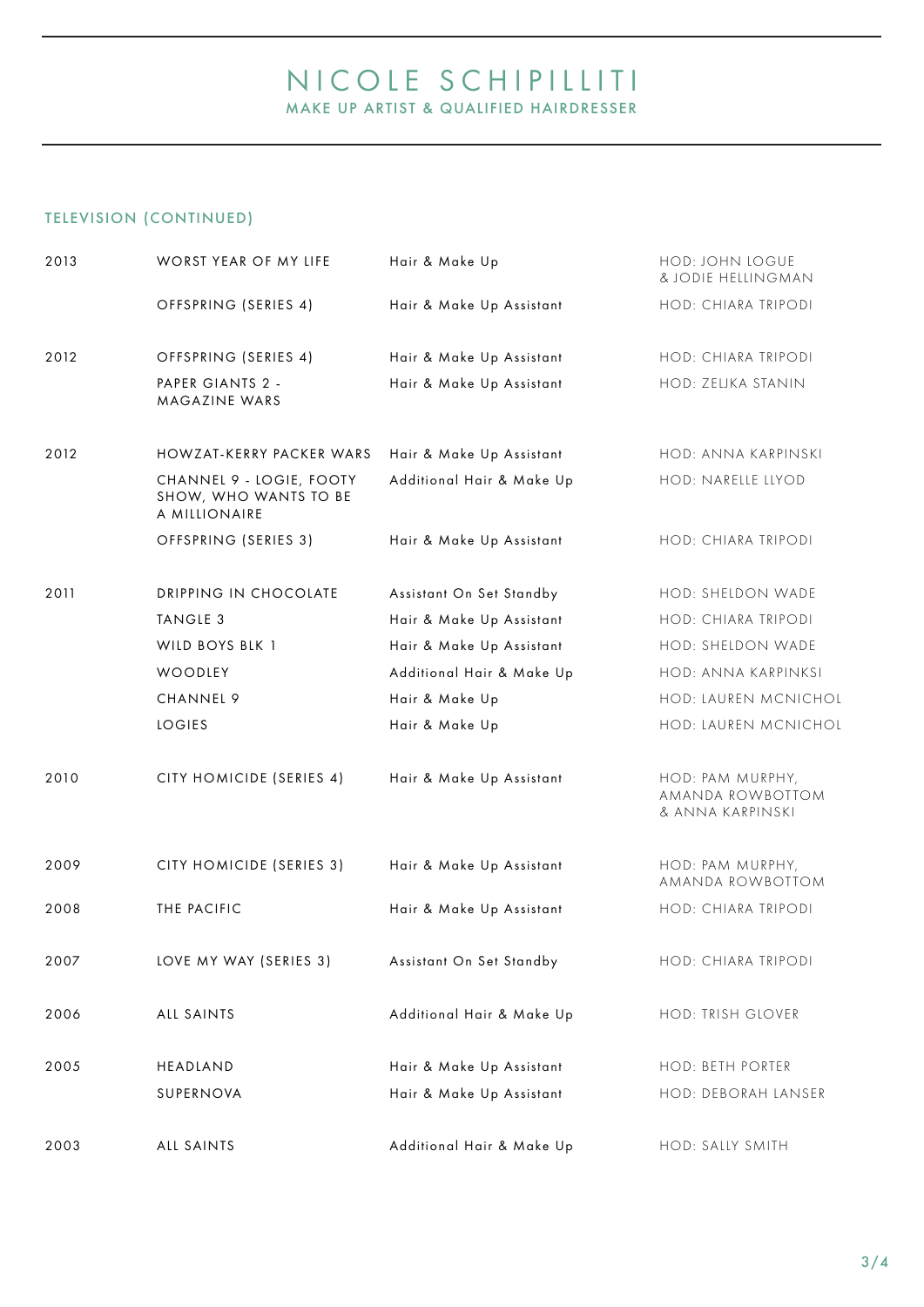# NICOLE SCHIPILLITI

MAKE UP ARTIST & QUALIFIED HAIRDRESSER

## TELEVISION (CONTINUED)

| | | | |
|---|---|---|---|
| 2013 | WORST YEAR OF MY LIFE | Hair & Make Up | HOD: JOHN LOGUE & JODIE HELLINGMAN |
| | OFFSPRING (SERIES 4) | Hair & Make Up Assistant | HOD: CHIARA TRIPODI |
| 2012 | OFFSPRING (SERIES 4) | Hair & Make Up Assistant | HOD: CHIARA TRIPODI |
| | PAPER GIANTS 2 - MAGAZINE WARS | Hair & Make Up Assistant | HOD: ZELJKA STANIN |
| 2012 | HOWZAT-KERRY PACKER WARS | Hair & Make Up Assistant | HOD: ANNA KARPINSKI |
| | CHANNEL 9 - LOGIE, FOOTY SHOW, WHO WANTS TO BE A MILLIONAIRE | Additional Hair & Make Up | HOD: NARELLE LLYOD |
| | OFFSPRING (SERIES 3) | Hair & Make Up Assistant | HOD: CHIARA TRIPODI |
| 2011 | DRIPPING IN CHOCOLATE | Assistant On Set Standby | HOD: SHELDON WADE |
| | TANGLE 3 | Hair & Make Up Assistant | HOD: CHIARA TRIPODI |
| | WILD BOYS BLK 1 | Hair & Make Up Assistant | HOD: SHELDON WADE |
| | WOODLEY | Additional Hair & Make Up | HOD: ANNA KARPINKSI |
| | CHANNEL 9 | Hair & Make Up | HOD: LAUREN MCNICHOL |
| | LOGIES | Hair & Make Up | HOD: LAUREN MCNICHOL |
| 2010 | CITY HOMICIDE (SERIES 4) | Hair & Make Up Assistant | HOD: PAM MURPHY, AMANDA ROWBOTTOM & ANNA KARPINSKI |
| 2009 | CITY HOMICIDE (SERIES 3) | Hair & Make Up Assistant | HOD: PAM MURPHY, AMANDA ROWBOTTOM |
| 2008 | THE PACIFIC | Hair & Make Up Assistant | HOD: CHIARA TRIPODI |
| 2007 | LOVE MY WAY (SERIES 3) | Assistant On Set Standby | HOD: CHIARA TRIPODI |
| 2006 | ALL SAINTS | Additional Hair & Make Up | HOD: TRISH GLOVER |
| 2005 | HEADLAND | Hair & Make Up Assistant | HOD: BETH PORTER |
| | SUPERNOVA | Hair & Make Up Assistant | HOD: DEBORAH LANSER |
| 2003 | ALL SAINTS | Additional Hair & Make Up | HOD: SALLY SMITH |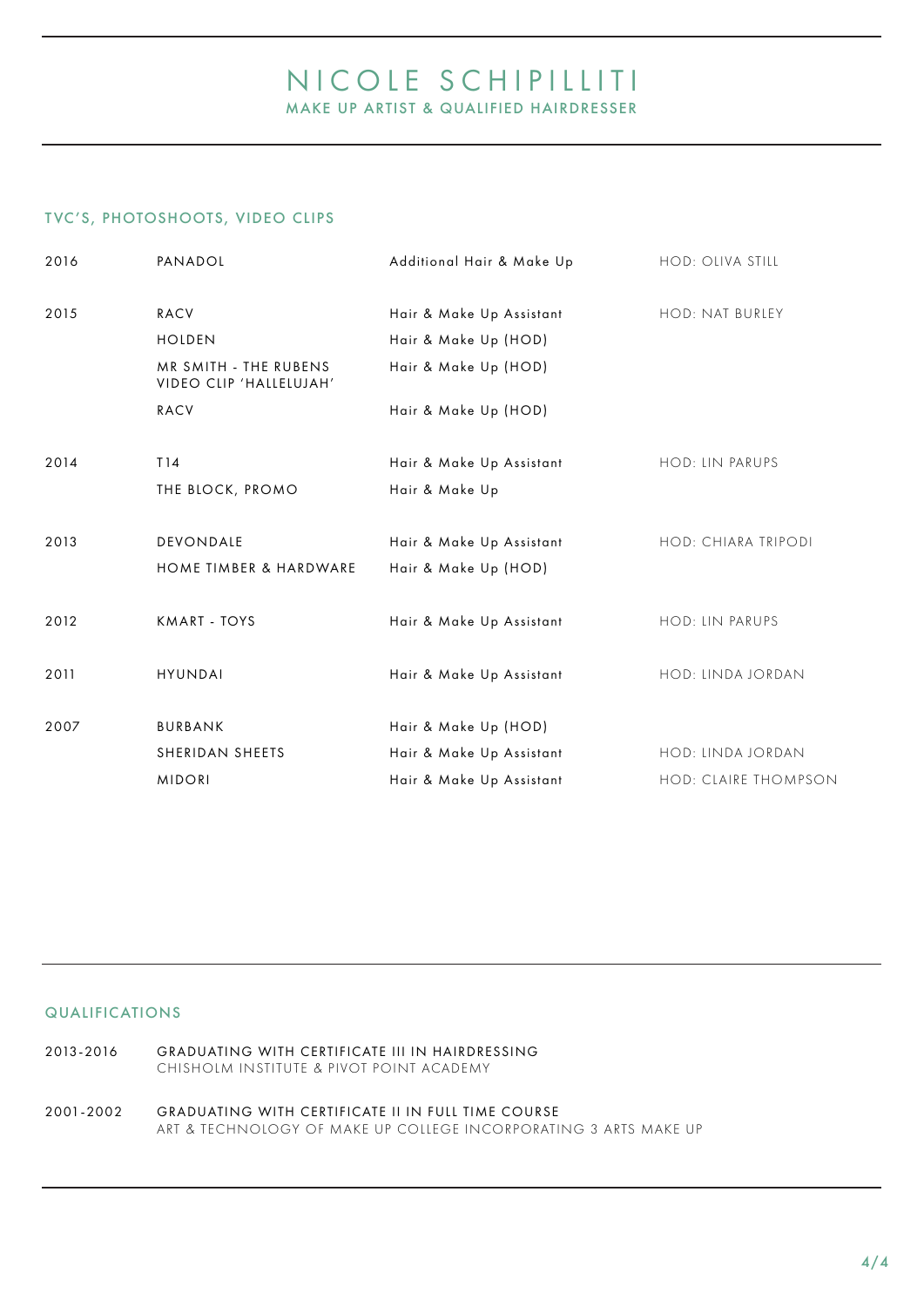# NICOLE SCHIPILLITI

MAKE UP ARTIST & QUALIFIED HAIRDRESSER

## TVC'S, PHOTOSHOOTS, VIDEO CLIPS

| | | | |
|---|---|---|---|
| 2016 | PANADOL | Additional Hair & Make Up | HOD: OLIVA STILL |
| 2015 | RACV | Hair & Make Up Assistant | HOD: NAT BURLEY |
| | HOLDEN | Hair & Make Up (HOD) | |
| | MR SMITH - THE RUBENS VIDEO CLIP 'HALLELUJAH' | Hair & Make Up (HOD) | |
| | RACV | Hair & Make Up (HOD) | |
| 2014 | T14 | Hair & Make Up Assistant | HOD: LIN PARUPS |
| | THE BLOCK, PROMO | Hair & Make Up | |
| 2013 | DEVONDALE | Hair & Make Up Assistant | HOD: CHIARA TRIPODI |
| | HOME TIMBER & HARDWARE | Hair & Make Up (HOD) | |
| 2012 | KMART - TOYS | Hair & Make Up Assistant | HOD: LIN PARUPS |
| 2011 | HYUNDAI | Hair & Make Up Assistant | HOD: LINDA JORDAN |
| 2007 | BURBANK | Hair & Make Up (HOD) | |
| | SHERIDAN SHEETS | Hair & Make Up Assistant | HOD: LINDA JORDAN |
| | MIDORI | Hair & Make Up Assistant | HOD: CLAIRE THOMPSON |

## QUALIFICATIONS

2013-2016 — GRADUATING WITH CERTIFICATE III IN HAIRDRESSING
CHISHOLM INSTITUTE & PIVOT POINT ACADEMY

2001-2002 — GRADUATING WITH CERTIFICATE II IN FULL TIME COURSE
ART & TECHNOLOGY OF MAKE UP COLLEGE INCORPORATING 3 ARTS MAKE UP